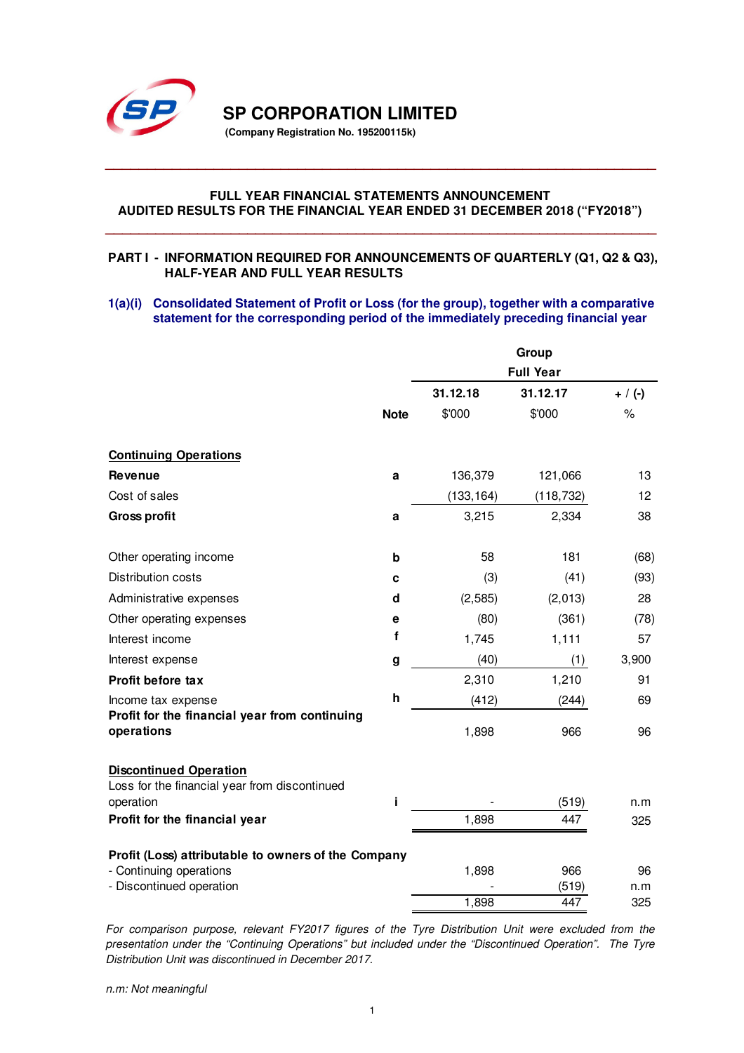# SP CORPORATION LIMITED

**(Company Registration No. 195200115k)**

---

**FULL YEAR FINANCIAL STATEMENTS ANNOUNCEMENT**
**AUDITED RESULTS FOR THE FINANCIAL YEAR ENDED 31 DECEMBER 2018 ("FY2018")**

---

## PART I - INFORMATION REQUIRED FOR ANNOUNCEMENTS OF QUARTERLY (Q1, Q2 & Q3), HALF-YEAR AND FULL YEAR RESULTS

### 1(a)(i) Consolidated Statement of Profit or Loss (for the group), together with a comparative statement for the corresponding period of the immediately preceding financial year

| | | Group | | |
|---|---|---|---|---|
| | | Full Year | | |
| | | **31.12.18** | **31.12.17** | **+ / (-)** |
| | **Note** | $'000 | $'000 | % |
| **Continuing Operations** | | | | |
| **Revenue** | a | 136,379 | 121,066 | 13 |
| Cost of sales | | (133,164) | (118,732) | 12 |
| **Gross profit** | a | 3,215 | 2,334 | 38 |
| | | | | |
| Other operating income | b | 58 | 181 | (68) |
| Distribution costs | c | (3) | (41) | (93) |
| Administrative expenses | d | (2,585) | (2,013) | 28 |
| Other operating expenses | e | (80) | (361) | (78) |
| Interest income | f | 1,745 | 1,111 | 57 |
| Interest expense | g | (40) | (1) | 3,900 |
| **Profit before tax** | | 2,310 | 1,210 | 91 |
| Income tax expense | h | (412) | (244) | 69 |
| **Profit for the financial year from continuing operations** | | 1,898 | 966 | 96 |
| | | | | |
| **Discontinued Operation** | | | | |
| Loss for the financial year from discontinued operation | i | - | (519) | n.m |
| **Profit for the financial year** | | 1,898 | 447 | 325 |
| | | | | |
| **Profit (Loss) attributable to owners of the Company** | | | | |
| - Continuing operations | | 1,898 | 966 | 96 |
| - Discontinued operation | | - | (519) | n.m |
| | | 1,898 | 447 | 325 |

*For comparison purpose, relevant FY2017 figures of the Tyre Distribution Unit were excluded from the presentation under the "Continuing Operations" but included under the "Discontinued Operation". The Tyre Distribution Unit was discontinued in December 2017.*

*n.m: Not meaningful*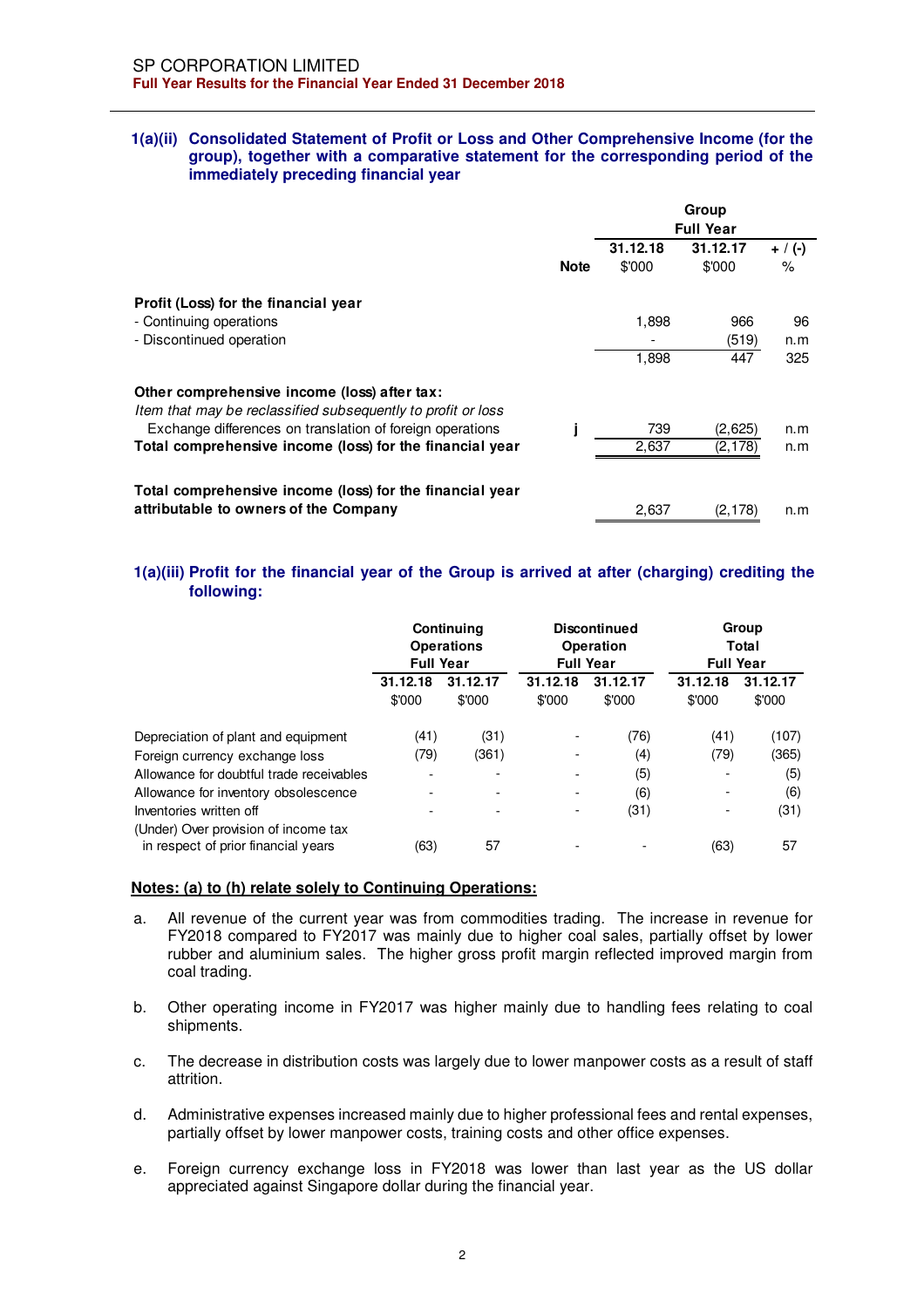### 1(a)(ii) Consolidated Statement of Profit or Loss and Other Comprehensive Income (for the group), together with a comparative statement for the corresponding period of the immediately preceding financial year

| | Note | Group Full Year 31.12.18 $'000 | Group Full Year 31.12.17 $'000 | + / (-) % |
|---|---|---|---|---|
| **Profit (Loss) for the financial year** | | | | |
| - Continuing operations | | 1,898 | 966 | 96 |
| - Discontinued operation | | - | (519) | n.m |
| | | 1,898 | 447 | 325 |
| **Other comprehensive income (loss) after tax:** | | | | |
| *Item that may be reclassified subsequently to profit or loss* | | | | |
| Exchange differences on translation of foreign operations | j | 739 | (2,625) | n.m |
| **Total comprehensive income (loss) for the financial year** | | 2,637 | (2,178) | n.m |
| **Total comprehensive income (loss) for the financial year attributable to owners of the Company** | | 2,637 | (2,178) | n.m |

### 1(a)(iii) Profit for the financial year of the Group is arrived at after (charging) crediting the following:

| | Continuing Operations Full Year | | Discontinued Operation Full Year | | Group Total Full Year | |
|---|---|---|---|---|---|---|
| | 31.12.18 $'000 | 31.12.17 $'000 | 31.12.18 $'000 | 31.12.17 $'000 | 31.12.18 $'000 | 31.12.17 $'000 |
| Depreciation of plant and equipment | (41) | (31) | - | (76) | (41) | (107) |
| Foreign currency exchange loss | (79) | (361) | - | (4) | (79) | (365) |
| Allowance for doubtful trade receivables | - | - | - | (5) | - | (5) |
| Allowance for inventory obsolescence | - | - | - | (6) | - | (6) |
| Inventories written off | - | - | - | (31) | - | (31) |
| (Under) Over provision of income tax in respect of prior financial years | (63) | 57 | - | - | (63) | 57 |

**Notes: (a) to (h) relate solely to Continuing Operations:**

a. All revenue of the current year was from commodities trading. The increase in revenue for FY2018 compared to FY2017 was mainly due to higher coal sales, partially offset by lower rubber and aluminium sales. The higher gross profit margin reflected improved margin from coal trading.

b. Other operating income in FY2017 was higher mainly due to handling fees relating to coal shipments.

c. The decrease in distribution costs was largely due to lower manpower costs as a result of staff attrition.

d. Administrative expenses increased mainly due to higher professional fees and rental expenses, partially offset by lower manpower costs, training costs and other office expenses.

e. Foreign currency exchange loss in FY2018 was lower than last year as the US dollar appreciated against Singapore dollar during the financial year.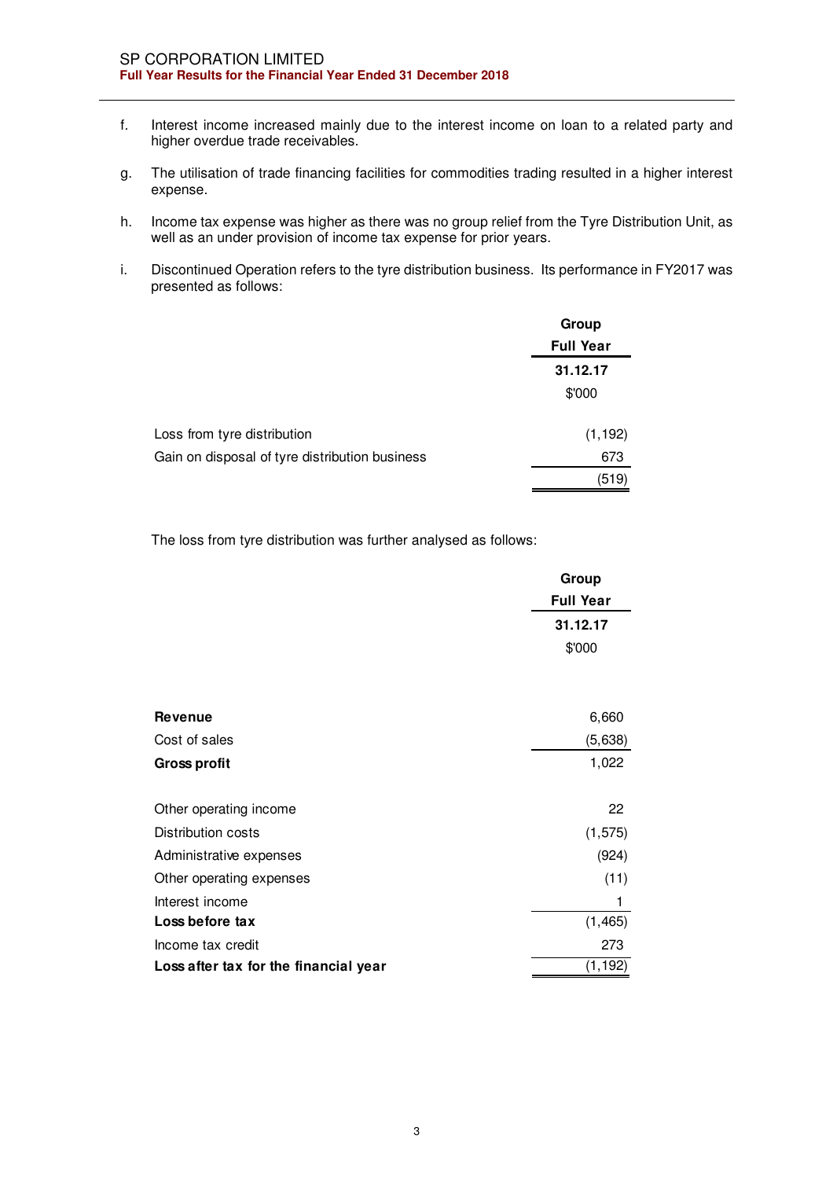f. Interest income increased mainly due to the interest income on loan to a related party and higher overdue trade receivables.

g. The utilisation of trade financing facilities for commodities trading resulted in a higher interest expense.

h. Income tax expense was higher as there was no group relief from the Tyre Distribution Unit, as well as an under provision of income tax expense for prior years.

i. Discontinued Operation refers to the tyre distribution business. Its performance in FY2017 was presented as follows:

| | Group Full Year 31.12.17 $'000 |
|---|---|
| Loss from tyre distribution | (1,192) |
| Gain on disposal of tyre distribution business | 673 |
| | (519) |

The loss from tyre distribution was further analysed as follows:

| | Group Full Year 31.12.17 $'000 |
|---|---|
| **Revenue** | 6,660 |
| Cost of sales | (5,638) |
| **Gross profit** | 1,022 |
| Other operating income | 22 |
| Distribution costs | (1,575) |
| Administrative expenses | (924) |
| Other operating expenses | (11) |
| Interest income | 1 |
| **Loss before tax** | (1,465) |
| Income tax credit | 273 |
| **Loss after tax for the financial year** | (1,192) |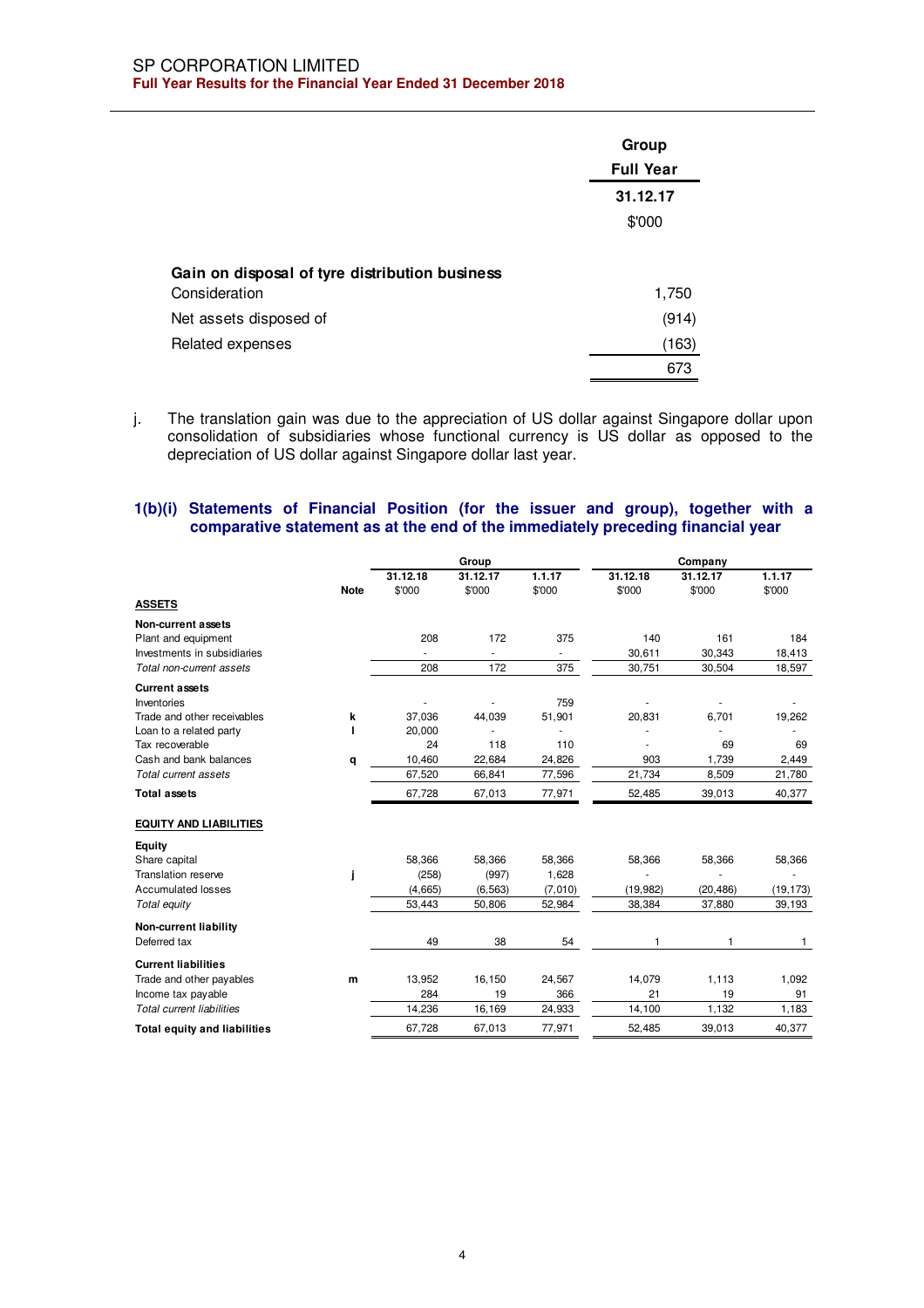| | Group |
|---|---|
| | Full Year |
| | 31.12.17 |
| | $'000 |
| **Gain on disposal of tyre distribution business** | |
| Consideration | 1,750 |
| Net assets disposed of | (914) |
| Related expenses | (163) |
| | 673 |

j. The translation gain was due to the appreciation of US dollar against Singapore dollar upon consolidation of subsidiaries whose functional currency is US dollar as opposed to the depreciation of US dollar against Singapore dollar last year.

### 1(b)(i) Statements of Financial Position (for the issuer and group), together with a comparative statement as at the end of the immediately preceding financial year

| | | Group | | | Company | | |
|---|---|---|---|---|---|---|---|
| | Note | 31.12.18<br>$'000 | 31.12.17<br>$'000 | 1.1.17<br>$'000 | 31.12.18<br>$'000 | 31.12.17<br>$'000 | 1.1.17<br>$'000 |
| **ASSETS** | | | | | | | |
| **Non-current assets** | | | | | | | |
| Plant and equipment | | 208 | 172 | 375 | 140 | 161 | 184 |
| Investments in subsidiaries | | - | - | - | 30,611 | 30,343 | 18,413 |
| *Total non-current assets* | | 208 | 172 | 375 | 30,751 | 30,504 | 18,597 |
| **Current assets** | | | | | | | |
| Inventories | | - | - | 759 | - | - | - |
| Trade and other receivables | k | 37,036 | 44,039 | 51,901 | 20,831 | 6,701 | 19,262 |
| Loan to a related party | l | 20,000 | - | - | - | - | - |
| Tax recoverable | | 24 | 118 | 110 | - | 69 | 69 |
| Cash and bank balances | q | 10,460 | 22,684 | 24,826 | 903 | 1,739 | 2,449 |
| *Total current assets* | | 67,520 | 66,841 | 77,596 | 21,734 | 8,509 | 21,780 |
| **Total assets** | | 67,728 | 67,013 | 77,971 | 52,485 | 39,013 | 40,377 |
| **EQUITY AND LIABILITIES** | | | | | | | |
| **Equity** | | | | | | | |
| Share capital | | 58,366 | 58,366 | 58,366 | 58,366 | 58,366 | 58,366 |
| Translation reserve | j | (258) | (997) | 1,628 | - | - | - |
| Accumulated losses | | (4,665) | (6,563) | (7,010) | (19,982) | (20,486) | (19,173) |
| *Total equity* | | 53,443 | 50,806 | 52,984 | 38,384 | 37,880 | 39,193 |
| **Non-current liability** | | | | | | | |
| Deferred tax | | 49 | 38 | 54 | 1 | 1 | 1 |
| **Current liabilities** | | | | | | | |
| Trade and other payables | m | 13,952 | 16,150 | 24,567 | 14,079 | 1,113 | 1,092 |
| Income tax payable | | 284 | 19 | 366 | 21 | 19 | 91 |
| *Total current liabilities* | | 14,236 | 16,169 | 24,933 | 14,100 | 1,132 | 1,183 |
| **Total equity and liabilities** | | 67,728 | 67,013 | 77,971 | 52,485 | 39,013 | 40,377 |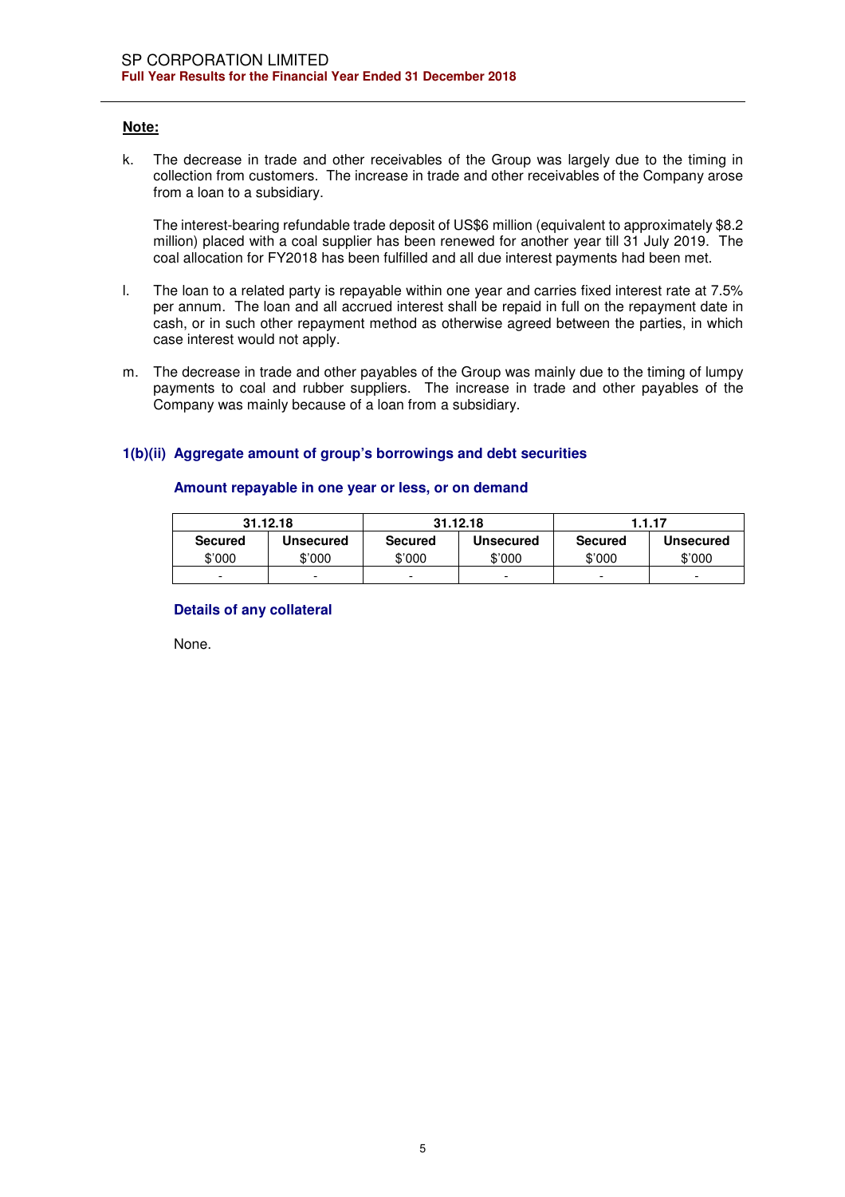**Note:**

k. The decrease in trade and other receivables of the Group was largely due to the timing in collection from customers. The increase in trade and other receivables of the Company arose from a loan to a subsidiary.

The interest-bearing refundable trade deposit of US$6 million (equivalent to approximately $8.2 million) placed with a coal supplier has been renewed for another year till 31 July 2019. The coal allocation for FY2018 has been fulfilled and all due interest payments had been met.

l. The loan to a related party is repayable within one year and carries fixed interest rate at 7.5% per annum. The loan and all accrued interest shall be repaid in full on the repayment date in cash, or in such other repayment method as otherwise agreed between the parties, in which case interest would not apply.

m. The decrease in trade and other payables of the Group was mainly due to the timing of lumpy payments to coal and rubber suppliers. The increase in trade and other payables of the Company was mainly because of a loan from a subsidiary.

### 1(b)(ii) Aggregate amount of group's borrowings and debt securities

**Amount repayable in one year or less, or on demand**

| 31.12.18 | | 31.12.18 | | 1.1.17 | |
|---|---|---|---|---|---|
| **Secured** | **Unsecured** | **Secured** | **Unsecured** | **Secured** | **Unsecured** |
| $'000 | $'000 | $'000 | $'000 | $'000 | $'000 |
| - | - | - | - | - | - |

**Details of any collateral**

None.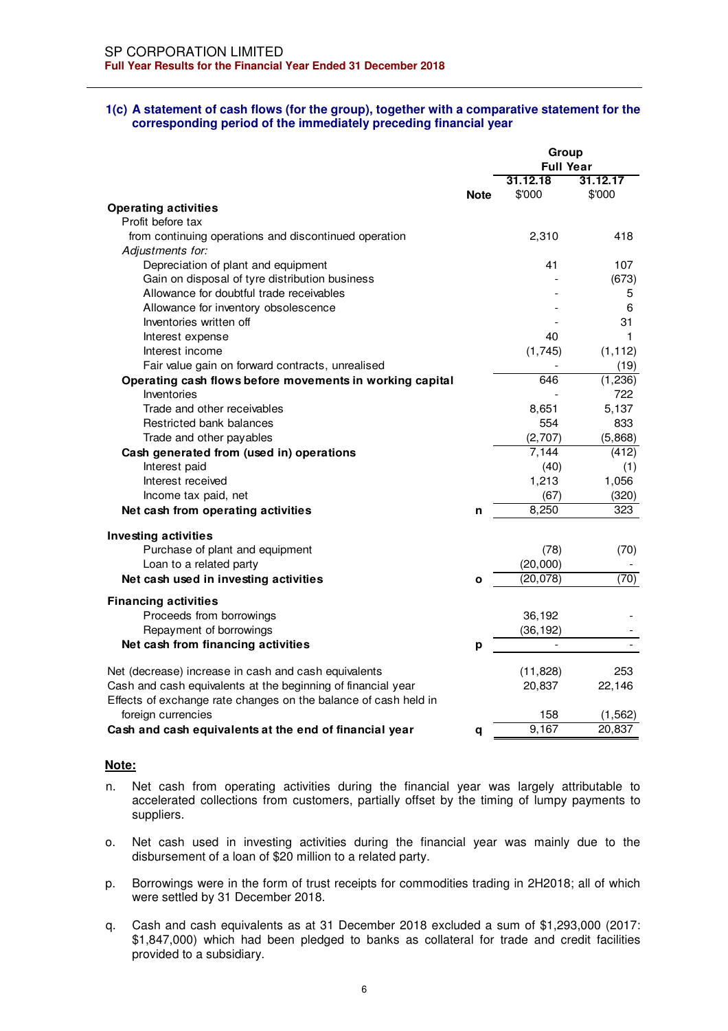SP CORPORATION LIMITED
**Full Year Results for the Financial Year Ended 31 December 2018**

### 1(c) A statement of cash flows (for the group), together with a comparative statement for the corresponding period of the immediately preceding financial year

| | Note | Group Full Year 31.12.18 $'000 | Group Full Year 31.12.17 $'000 |
|---|---|---|---|
| **Operating activities** | | | |
| Profit before tax | | | |
| from continuing operations and discontinued operation | | 2,310 | 418 |
| *Adjustments for:* | | | |
| Depreciation of plant and equipment | | 41 | 107 |
| Gain on disposal of tyre distribution business | | - | (673) |
| Allowance for doubtful trade receivables | | - | 5 |
| Allowance for inventory obsolescence | | - | 6 |
| Inventories written off | | - | 31 |
| Interest expense | | 40 | 1 |
| Interest income | | (1,745) | (1,112) |
| Fair value gain on forward contracts, unrealised | | - | (19) |
| **Operating cash flows before movements in working capital** | | 646 | (1,236) |
| Inventories | | - | 722 |
| Trade and other receivables | | 8,651 | 5,137 |
| Restricted bank balances | | 554 | 833 |
| Trade and other payables | | (2,707) | (5,868) |
| **Cash generated from (used in) operations** | | 7,144 | (412) |
| Interest paid | | (40) | (1) |
| Interest received | | 1,213 | 1,056 |
| Income tax paid, net | | (67) | (320) |
| **Net cash from operating activities** | n | 8,250 | 323 |
| **Investing activities** | | | |
| Purchase of plant and equipment | | (78) | (70) |
| Loan to a related party | | (20,000) | - |
| **Net cash used in investing activities** | o | (20,078) | (70) |
| **Financing activities** | | | |
| Proceeds from borrowings | | 36,192 | - |
| Repayment of borrowings | | (36,192) | - |
| **Net cash from financing activities** | p | - | - |
| Net (decrease) increase in cash and cash equivalents | | (11,828) | 253 |
| Cash and cash equivalents at the beginning of financial year | | 20,837 | 22,146 |
| Effects of exchange rate changes on the balance of cash held in foreign currencies | | 158 | (1,562) |
| **Cash and cash equivalents at the end of financial year** | q | 9,167 | 20,837 |

**Note:**

n. Net cash from operating activities during the financial year was largely attributable to accelerated collections from customers, partially offset by the timing of lumpy payments to suppliers.

o. Net cash used in investing activities during the financial year was mainly due to the disbursement of a loan of $20 million to a related party.

p. Borrowings were in the form of trust receipts for commodities trading in 2H2018; all of which were settled by 31 December 2018.

q. Cash and cash equivalents as at 31 December 2018 excluded a sum of $1,293,000 (2017: $1,847,000) which had been pledged to banks as collateral for trade and credit facilities provided to a subsidiary.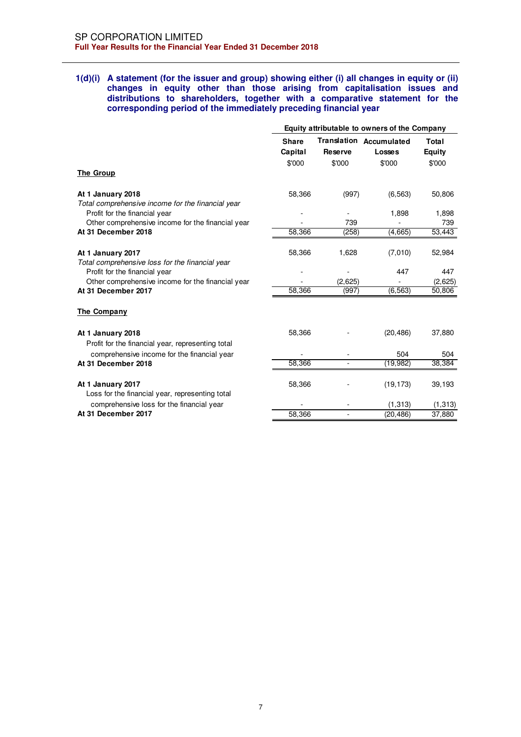**1(d)(i) A statement (for the issuer and group) showing either (i) all changes in equity or (ii) changes in equity other than those arising from capitalisation issues and distributions to shareholders, together with a comparative statement for the corresponding period of the immediately preceding financial year**

| | Equity attributable to owners of the Company | | | |
|---|---|---|---|---|
| | Share Capital | Translation Reserve | Accumulated Losses | Total Equity |
| | $'000 | $'000 | $'000 | $'000 |
| **The Group** | | | | |
| **At 1 January 2018** | 58,366 | (997) | (6,563) | 50,806 |
| *Total comprehensive income for the financial year* | | | | |
| Profit for the financial year | - | - | 1,898 | 1,898 |
| Other comprehensive income for the financial year | - | 739 | - | 739 |
| **At 31 December 2018** | 58,366 | (258) | (4,665) | 53,443 |
| | | | | |
| **At 1 January 2017** | 58,366 | 1,628 | (7,010) | 52,984 |
| *Total comprehensive loss for the financial year* | | | | |
| Profit for the financial year | - | - | 447 | 447 |
| Other comprehensive income for the financial year | - | (2,625) | - | (2,625) |
| **At 31 December 2017** | 58,366 | (997) | (6,563) | 50,806 |
| | | | | |
| **The Company** | | | | |
| **At 1 January 2018** | 58,366 | - | (20,486) | 37,880 |
| Profit for the financial year, representing total comprehensive income for the financial year | - | - | 504 | 504 |
| **At 31 December 2018** | 58,366 | - | (19,982) | 38,384 |
| | | | | |
| **At 1 January 2017** | 58,366 | - | (19,173) | 39,193 |
| Loss for the financial year, representing total comprehensive loss for the financial year | - | - | (1,313) | (1,313) |
| **At 31 December 2017** | 58,366 | - | (20,486) | 37,880 |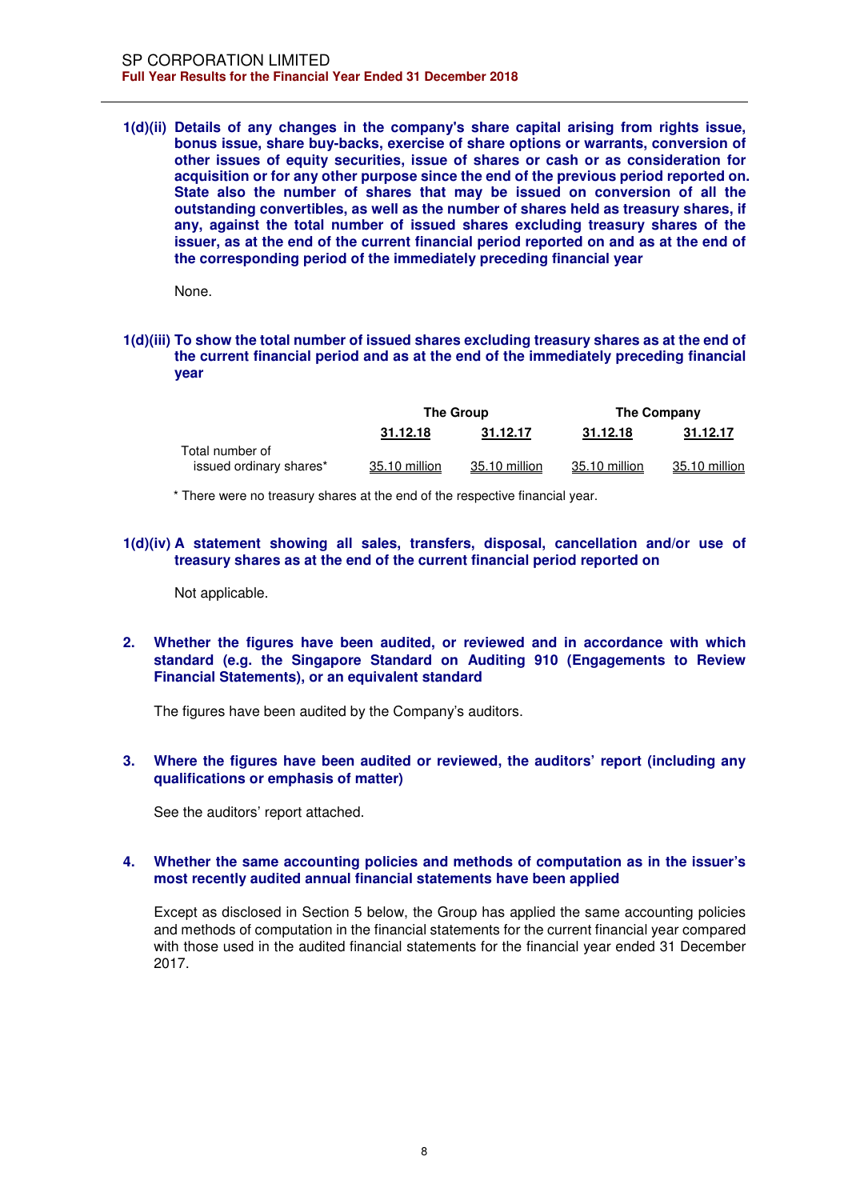**1(d)(ii) Details of any changes in the company's share capital arising from rights issue, bonus issue, share buy-backs, exercise of share options or warrants, conversion of other issues of equity securities, issue of shares or cash or as consideration for acquisition or for any other purpose since the end of the previous period reported on. State also the number of shares that may be issued on conversion of all the outstanding convertibles, as well as the number of shares held as treasury shares, if any, against the total number of issued shares excluding treasury shares of the issuer, as at the end of the current financial period reported on and as at the end of the corresponding period of the immediately preceding financial year**

None.

**1(d)(iii) To show the total number of issued shares excluding treasury shares as at the end of the current financial period and as at the end of the immediately preceding financial year**

| | The Group | | The Company | |
|---|---|---|---|---|
| | 31.12.18 | 31.12.17 | 31.12.18 | 31.12.17 |
| Total number of issued ordinary shares* | 35.10 million | 35.10 million | 35.10 million | 35.10 million |

\* There were no treasury shares at the end of the respective financial year.

**1(d)(iv) A statement showing all sales, transfers, disposal, cancellation and/or use of treasury shares as at the end of the current financial period reported on**

Not applicable.

**2. Whether the figures have been audited, or reviewed and in accordance with which standard (e.g. the Singapore Standard on Auditing 910 (Engagements to Review Financial Statements), or an equivalent standard**

The figures have been audited by the Company's auditors.

**3. Where the figures have been audited or reviewed, the auditors' report (including any qualifications or emphasis of matter)**

See the auditors' report attached.

**4. Whether the same accounting policies and methods of computation as in the issuer's most recently audited annual financial statements have been applied**

Except as disclosed in Section 5 below, the Group has applied the same accounting policies and methods of computation in the financial statements for the current financial year compared with those used in the audited financial statements for the financial year ended 31 December 2017.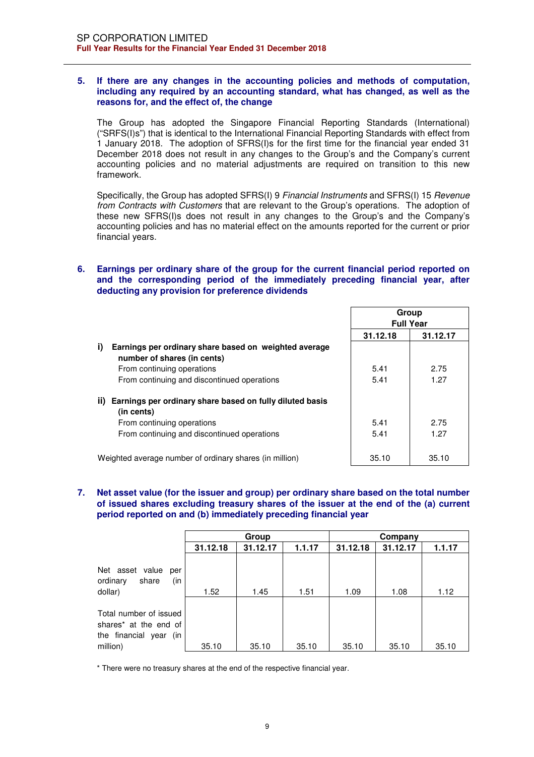## 5. If there are any changes in the accounting policies and methods of computation, including any required by an accounting standard, what has changed, as well as the reasons for, and the effect of, the change

The Group has adopted the Singapore Financial Reporting Standards (International) ("SRFS(I)s") that is identical to the International Financial Reporting Standards with effect from 1 January 2018. The adoption of SFRS(I)s for the first time for the financial year ended 31 December 2018 does not result in any changes to the Group's and the Company's current accounting policies and no material adjustments are required on transition to this new framework.

Specifically, the Group has adopted SFRS(I) 9 *Financial Instruments* and SFRS(I) 15 *Revenue from Contracts with Customers* that are relevant to the Group's operations. The adoption of these new SFRS(I)s does not result in any changes to the Group's and the Company's accounting policies and has no material effect on the amounts reported for the current or prior financial years.

## 6. Earnings per ordinary share of the group for the current financial period reported on and the corresponding period of the immediately preceding financial year, after deducting any provision for preference dividends

| | Group Full Year | |
|---|---|---|
| | **31.12.18** | **31.12.17** |
| **i) Earnings per ordinary share based on weighted average number of shares (in cents)** | | |
| From continuing operations | 5.41 | 2.75 |
| From continuing and discontinued operations | 5.41 | 1.27 |
| **ii) Earnings per ordinary share based on fully diluted basis (in cents)** | | |
| From continuing operations | 5.41 | 2.75 |
| From continuing and discontinued operations | 5.41 | 1.27 |
| Weighted average number of ordinary shares (in million) | 35.10 | 35.10 |

## 7. Net asset value (for the issuer and group) per ordinary share based on the total number of issued shares excluding treasury shares of the issuer at the end of the (a) current period reported on and (b) immediately preceding financial year

| | Group | | | Company | | |
|---|---|---|---|---|---|---|
| | **31.12.18** | **31.12.17** | **1.1.17** | **31.12.18** | **31.12.17** | **1.1.17** |
| Net asset value per ordinary share (in dollar) | 1.52 | 1.45 | 1.51 | 1.09 | 1.08 | 1.12 |
| Total number of issued shares* at the end of the financial year (in million) | 35.10 | 35.10 | 35.10 | 35.10 | 35.10 | 35.10 |

\* There were no treasury shares at the end of the respective financial year.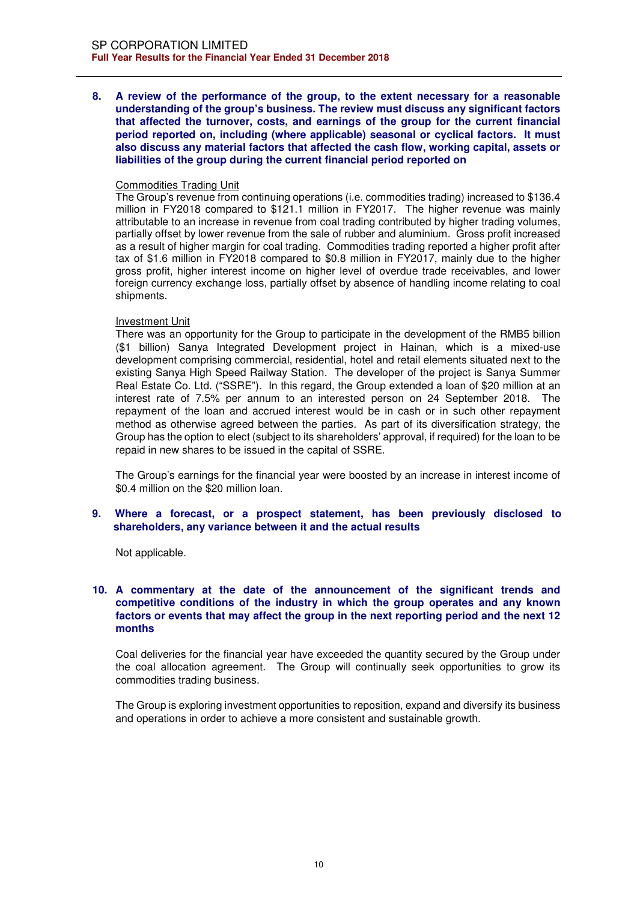**8. A review of the performance of the group, to the extent necessary for a reasonable understanding of the group's business. The review must discuss any significant factors that affected the turnover, costs, and earnings of the group for the current financial period reported on, including (where applicable) seasonal or cyclical factors. It must also discuss any material factors that affected the cash flow, working capital, assets or liabilities of the group during the current financial period reported on**

Commodities Trading Unit

The Group's revenue from continuing operations (i.e. commodities trading) increased to $136.4 million in FY2018 compared to $121.1 million in FY2017. The higher revenue was mainly attributable to an increase in revenue from coal trading contributed by higher trading volumes, partially offset by lower revenue from the sale of rubber and aluminium. Gross profit increased as a result of higher margin for coal trading. Commodities trading reported a higher profit after tax of $1.6 million in FY2018 compared to $0.8 million in FY2017, mainly due to the higher gross profit, higher interest income on higher level of overdue trade receivables, and lower foreign currency exchange loss, partially offset by absence of handling income relating to coal shipments.

Investment Unit

There was an opportunity for the Group to participate in the development of the RMB5 billion ($1 billion) Sanya Integrated Development project in Hainan, which is a mixed-use development comprising commercial, residential, hotel and retail elements situated next to the existing Sanya High Speed Railway Station. The developer of the project is Sanya Summer Real Estate Co. Ltd. ("SSRE"). In this regard, the Group extended a loan of $20 million at an interest rate of 7.5% per annum to an interested person on 24 September 2018. The repayment of the loan and accrued interest would be in cash or in such other repayment method as otherwise agreed between the parties. As part of its diversification strategy, the Group has the option to elect (subject to its shareholders' approval, if required) for the loan to be repaid in new shares to be issued in the capital of SSRE.

The Group's earnings for the financial year were boosted by an increase in interest income of $0.4 million on the $20 million loan.

**9. Where a forecast, or a prospect statement, has been previously disclosed to shareholders, any variance between it and the actual results**

Not applicable.

**10. A commentary at the date of the announcement of the significant trends and competitive conditions of the industry in which the group operates and any known factors or events that may affect the group in the next reporting period and the next 12 months**

Coal deliveries for the financial year have exceeded the quantity secured by the Group under the coal allocation agreement. The Group will continually seek opportunities to grow its commodities trading business.

The Group is exploring investment opportunities to reposition, expand and diversify its business and operations in order to achieve a more consistent and sustainable growth.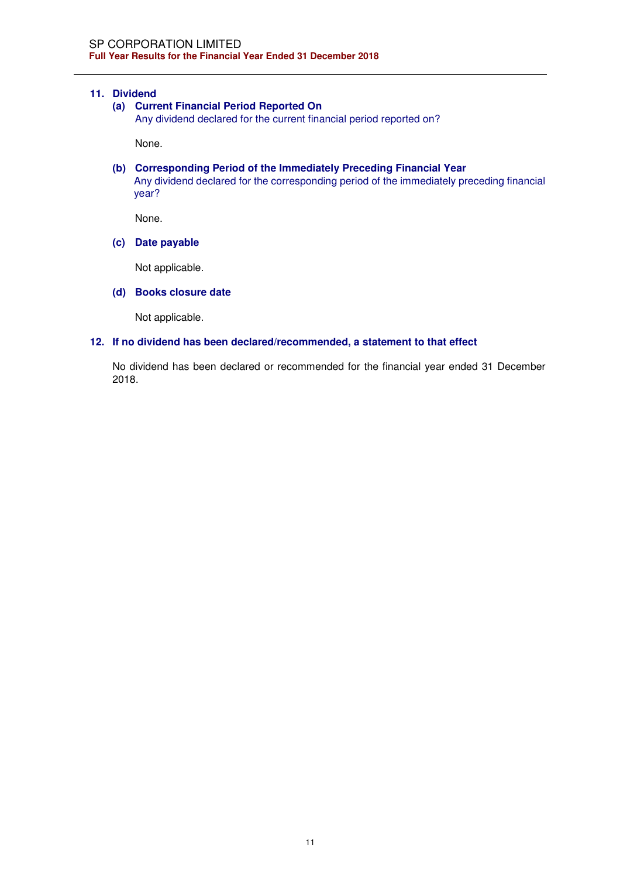## 11. Dividend

### (a) Current Financial Period Reported On

Any dividend declared for the current financial period reported on?

None.

### (b) Corresponding Period of the Immediately Preceding Financial Year

Any dividend declared for the corresponding period of the immediately preceding financial year?

None.

### (c) Date payable

Not applicable.

### (d) Books closure date

Not applicable.

## 12. If no dividend has been declared/recommended, a statement to that effect

No dividend has been declared or recommended for the financial year ended 31 December 2018.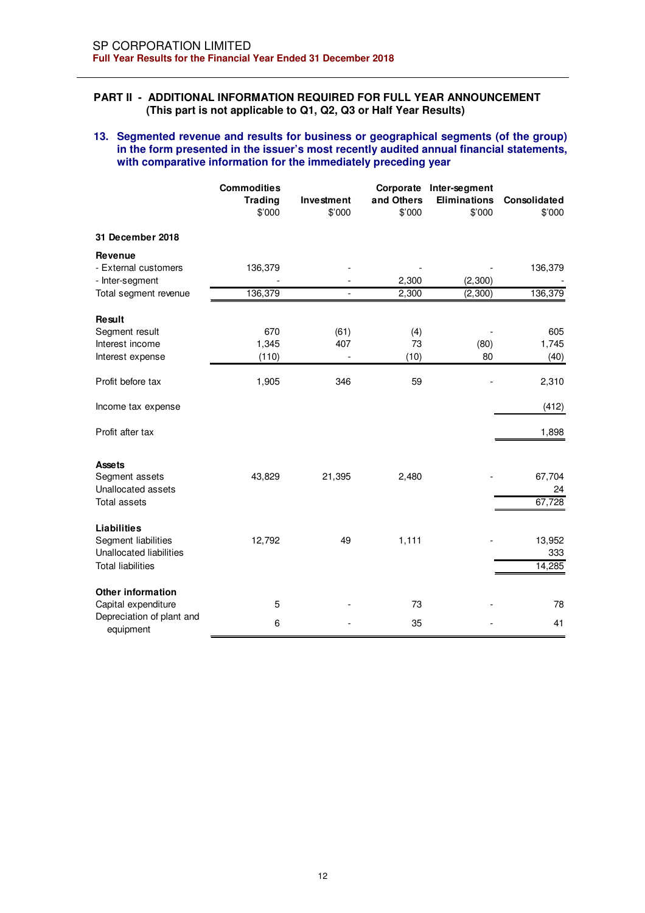SP CORPORATION LIMITED

**Full Year Results for the Financial Year Ended 31 December 2018**

## PART II - ADDITIONAL INFORMATION REQUIRED FOR FULL YEAR ANNOUNCEMENT
**(This part is not applicable to Q1, Q2, Q3 or Half Year Results)**

### 13. Segmented revenue and results for business or geographical segments (of the group) in the form presented in the issuer's most recently audited annual financial statements, with comparative information for the immediately preceding year

| | Commodities Trading<br>$'000 | Investment<br>$'000 | Corporate and Others<br>$'000 | Inter-segment Eliminations<br>$'000 | Consolidated<br>$'000 |
|---|---|---|---|---|---|
| **31 December 2018** | | | | | |
| **Revenue** | | | | | |
| - External customers | 136,379 | - | - | - | 136,379 |
| - Inter-segment | - | - | 2,300 | (2,300) | - |
| Total segment revenue | 136,379 | - | 2,300 | (2,300) | 136,379 |
| **Result** | | | | | |
| Segment result | 670 | (61) | (4) | - | 605 |
| Interest income | 1,345 | 407 | 73 | (80) | 1,745 |
| Interest expense | (110) | - | (10) | 80 | (40) |
| Profit before tax | 1,905 | 346 | 59 | - | 2,310 |
| Income tax expense | | | | | (412) |
| Profit after tax | | | | | 1,898 |
| **Assets** | | | | | |
| Segment assets | 43,829 | 21,395 | 2,480 | - | 67,704 |
| Unallocated assets | | | | | 24 |
| Total assets | | | | | 67,728 |
| **Liabilities** | | | | | |
| Segment liabilities | 12,792 | 49 | 1,111 | - | 13,952 |
| Unallocated liabilities | | | | | 333 |
| Total liabilities | | | | | 14,285 |
| **Other information** | | | | | |
| Capital expenditure | 5 | - | 73 | - | 78 |
| Depreciation of plant and equipment | 6 | - | 35 | - | 41 |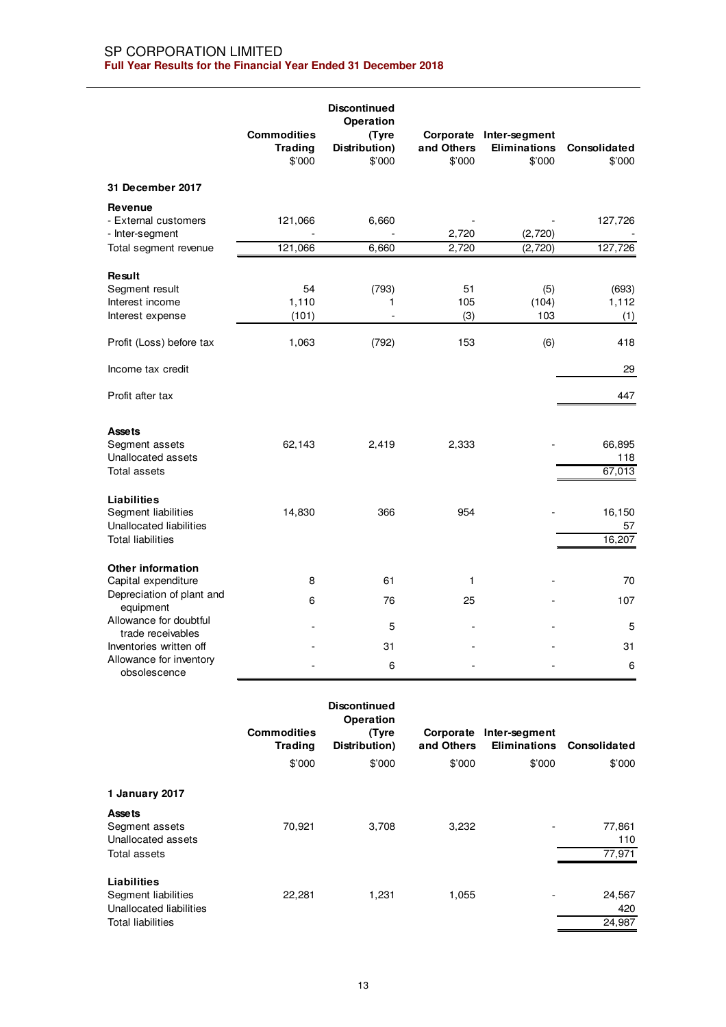SP CORPORATION LIMITED
**Full Year Results for the Financial Year Ended 31 December 2018**

| | Commodities Trading | Discontinued Operation (Tyre Distribution) | Corporate and Others | Inter-segment Eliminations | Consolidated |
|---|---|---|---|---|---|
| | $'000 | $'000 | $'000 | $'000 | $'000 |
| **31 December 2017** | | | | | |
| **Revenue** | | | | | |
| - External customers | 121,066 | 6,660 | - | - | 127,726 |
| - Inter-segment | - | - | 2,720 | (2,720) | - |
| Total segment revenue | 121,066 | 6,660 | 2,720 | (2,720) | 127,726 |
| **Result** | | | | | |
| Segment result | 54 | (793) | 51 | (5) | (693) |
| Interest income | 1,110 | 1 | 105 | (104) | 1,112 |
| Interest expense | (101) | - | (3) | 103 | (1) |
| Profit (Loss) before tax | 1,063 | (792) | 153 | (6) | 418 |
| Income tax credit | | | | | 29 |
| Profit after tax | | | | | 447 |
| **Assets** | | | | | |
| Segment assets | 62,143 | 2,419 | 2,333 | - | 66,895 |
| Unallocated assets | | | | | 118 |
| Total assets | | | | | 67,013 |
| **Liabilities** | | | | | |
| Segment liabilities | 14,830 | 366 | 954 | - | 16,150 |
| Unallocated liabilities | | | | | 57 |
| Total liabilities | | | | | 16,207 |
| **Other information** | | | | | |
| Capital expenditure | 8 | 61 | 1 | - | 70 |
| Depreciation of plant and equipment | 6 | 76 | 25 | - | 107 |
| Allowance for doubtful trade receivables | - | 5 | - | - | 5 |
| Inventories written off | - | 31 | - | - | 31 |
| Allowance for inventory obsolescence | - | 6 | - | - | 6 |

| | Commodities Trading | Discontinued Operation (Tyre Distribution) | Corporate and Others | Inter-segment Eliminations | Consolidated |
|---|---|---|---|---|---|
| | $'000 | $'000 | $'000 | $'000 | $'000 |
| **1 January 2017** | | | | | |
| **Assets** | | | | | |
| Segment assets | 70,921 | 3,708 | 3,232 | - | 77,861 |
| Unallocated assets | | | | | 110 |
| Total assets | | | | | 77,971 |
| **Liabilities** | | | | | |
| Segment liabilities | 22,281 | 1,231 | 1,055 | - | 24,567 |
| Unallocated liabilities | | | | | 420 |
| Total liabilities | | | | | 24,987 |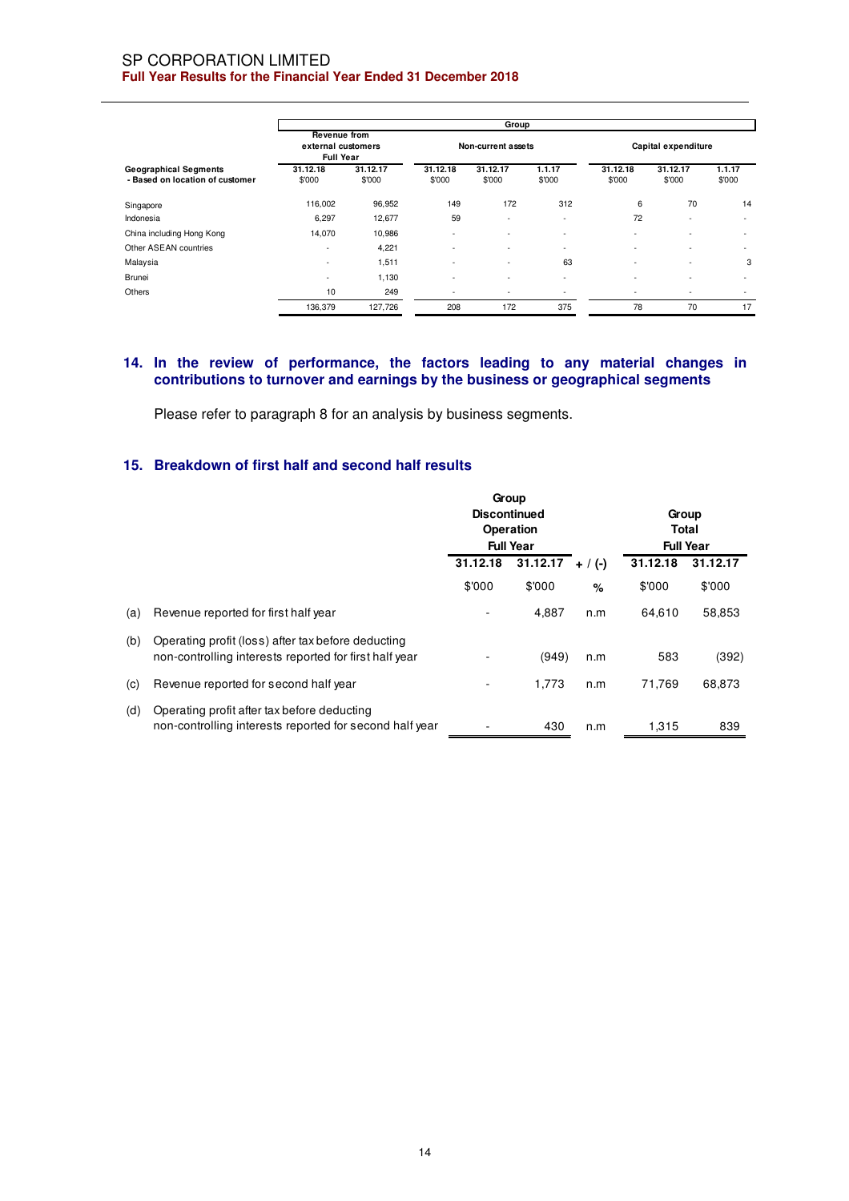| Geographical Segments - Based on location of customer | Group | | | | | | | |
|---|---|---|---|---|---|---|---|---|
| | Revenue from external customers Full Year | | Non-current assets | | | Capital expenditure | | |
| | 31.12.18 $'000 | 31.12.17 $'000 | 31.12.18 $'000 | 31.12.17 $'000 | 1.1.17 $'000 | 31.12.18 $'000 | 31.12.17 $'000 | 1.1.17 $'000 |
| Singapore | 116,002 | 96,952 | 149 | 172 | 312 | 6 | 70 | 14 |
| Indonesia | 6,297 | 12,677 | 59 | - | - | 72 | - | - |
| China including Hong Kong | 14,070 | 10,986 | - | - | - | - | - | - |
| Other ASEAN countries | - | 4,221 | - | - | - | - | - | - |
| Malaysia | - | 1,511 | - | - | 63 | - | - | 3 |
| Brunei | - | 1,130 | - | - | - | - | - | - |
| Others | 10 | 249 | - | - | - | - | - | - |
| | 136,379 | 127,726 | 208 | 172 | 375 | 78 | 70 | 17 |

## 14. In the review of performance, the factors leading to any material changes in contributions to turnover and earnings by the business or geographical segments

Please refer to paragraph 8 for an analysis by business segments.

## 15. Breakdown of first half and second half results

| | | Group Discontinued Operation Full Year | | | Group Total Full Year | |
|---|---|---|---|---|---|---|
| | | 31.12.18 | 31.12.17 | + / (-) | 31.12.18 | 31.12.17 |
| | | $'000 | $'000 | % | $'000 | $'000 |
| (a) | Revenue reported for first half year | - | 4,887 | n.m | 64,610 | 58,853 |
| (b) | Operating profit (loss) after tax before deducting non-controlling interests reported for first half year | - | (949) | n.m | 583 | (392) |
| (c) | Revenue reported for second half year | - | 1,773 | n.m | 71,769 | 68,873 |
| (d) | Operating profit after tax before deducting non-controlling interests reported for second half year | - | 430 | n.m | 1,315 | 839 |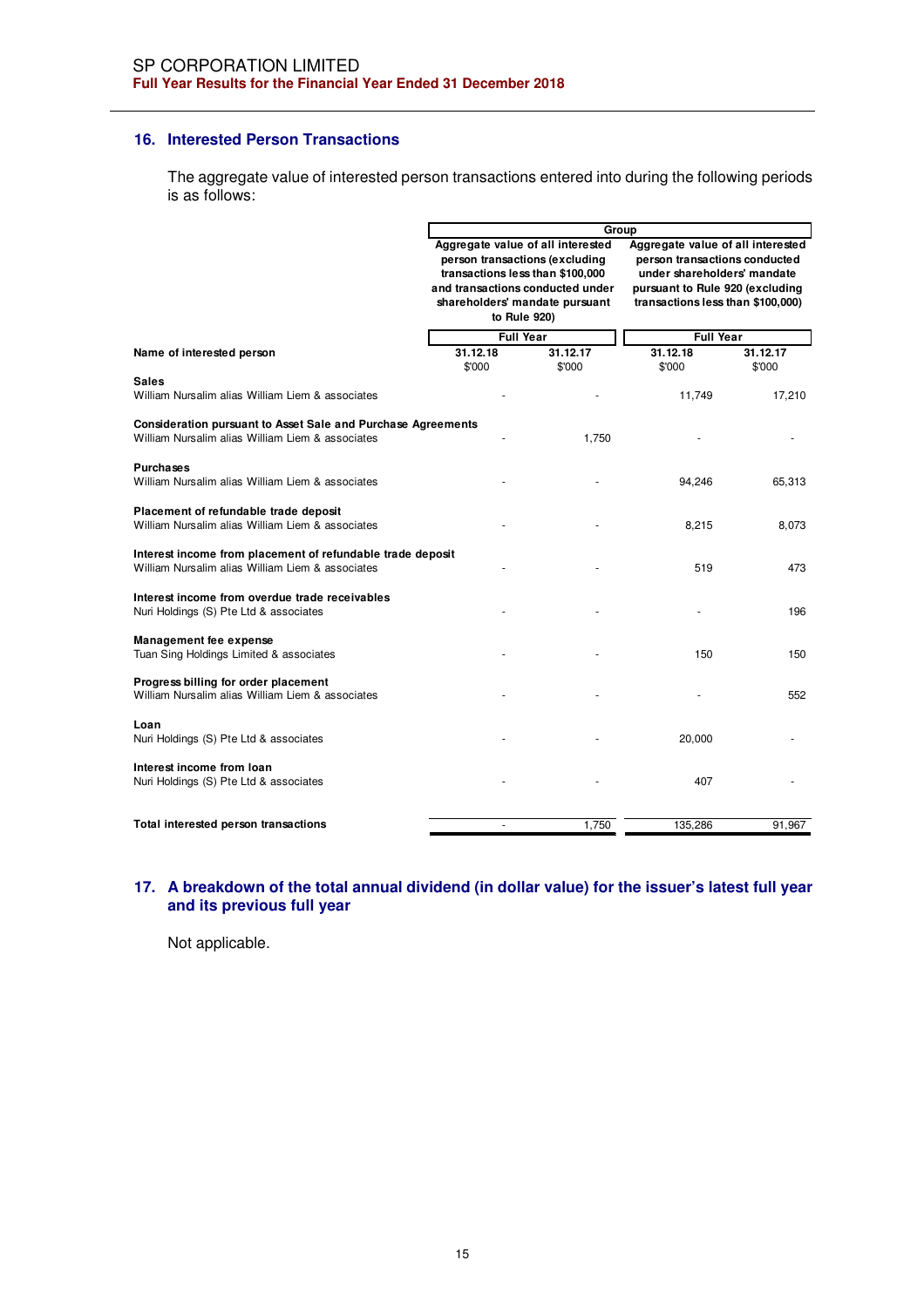## 16. Interested Person Transactions

The aggregate value of interested person transactions entered into during the following periods is as follows:

| | Group | | | |
|---|---|---|---|---|
| | Aggregate value of all interested person transactions (excluding transactions less than $100,000 and transactions conducted under shareholders' mandate pursuant to Rule 920) | | Aggregate value of all interested person transactions conducted under shareholders' mandate pursuant to Rule 920 (excluding transactions less than $100,000) | |
| | Full Year | | Full Year | |
| **Name of interested person** | **31.12.18** $'000 | **31.12.17** $'000 | **31.12.18** $'000 | **31.12.17** $'000 |
| **Sales** | | | | |
| William Nursalim alias William Liem & associates | - | - | 11,749 | 17,210 |
| **Consideration pursuant to Asset Sale and Purchase Agreements** | | | | |
| William Nursalim alias William Liem & associates | - | 1,750 | - | - |
| **Purchases** | | | | |
| William Nursalim alias William Liem & associates | - | - | 94,246 | 65,313 |
| **Placement of refundable trade deposit** | | | | |
| William Nursalim alias William Liem & associates | - | - | 8,215 | 8,073 |
| **Interest income from placement of refundable trade deposit** | | | | |
| William Nursalim alias William Liem & associates | - | - | 519 | 473 |
| **Interest income from overdue trade receivables** | | | | |
| Nuri Holdings (S) Pte Ltd & associates | - | - | - | 196 |
| **Management fee expense** | | | | |
| Tuan Sing Holdings Limited & associates | - | - | 150 | 150 |
| **Progress billing for order placement** | | | | |
| William Nursalim alias William Liem & associates | - | - | - | 552 |
| **Loan** | | | | |
| Nuri Holdings (S) Pte Ltd & associates | - | - | 20,000 | - |
| **Interest income from loan** | | | | |
| Nuri Holdings (S) Pte Ltd & associates | - | - | 407 | - |
| **Total interested person transactions** | - | 1,750 | 135,286 | 91,967 |

## 17. A breakdown of the total annual dividend (in dollar value) for the issuer's latest full year and its previous full year

Not applicable.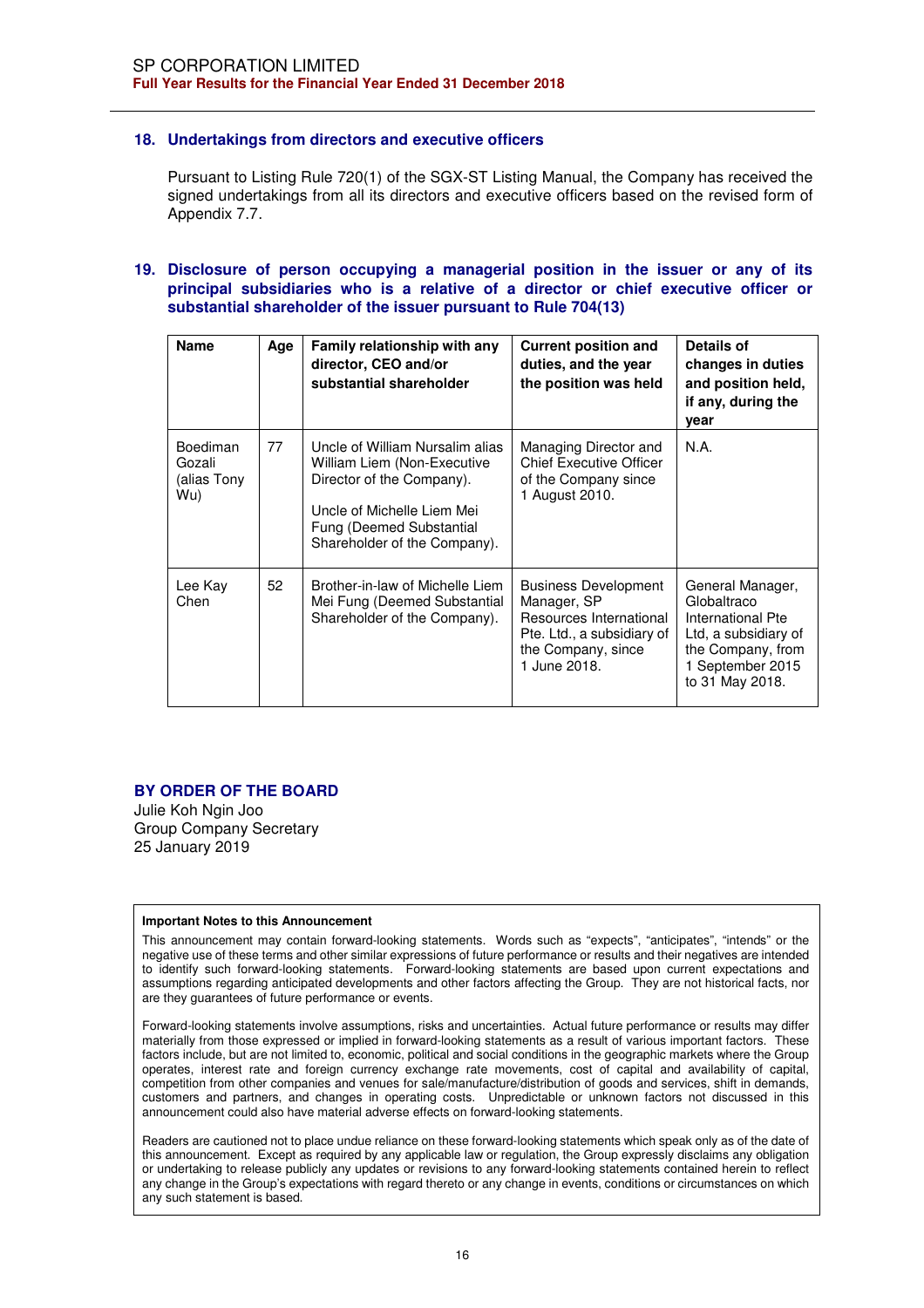## 18. Undertakings from directors and executive officers

Pursuant to Listing Rule 720(1) of the SGX-ST Listing Manual, the Company has received the signed undertakings from all its directors and executive officers based on the revised form of Appendix 7.7.

## 19. Disclosure of person occupying a managerial position in the issuer or any of its principal subsidiaries who is a relative of a director or chief executive officer or substantial shareholder of the issuer pursuant to Rule 704(13)

| Name | Age | Family relationship with any director, CEO and/or substantial shareholder | Current position and duties, and the year the position was held | Details of changes in duties and position held, if any, during the year |
|---|---|---|---|---|
| Boediman Gozali (alias Tony Wu) | 77 | Uncle of William Nursalim alias William Liem (Non-Executive Director of the Company).<br><br>Uncle of Michelle Liem Mei Fung (Deemed Substantial Shareholder of the Company). | Managing Director and Chief Executive Officer of the Company since 1 August 2010. | N.A. |
| Lee Kay Chen | 52 | Brother-in-law of Michelle Liem Mei Fung (Deemed Substantial Shareholder of the Company). | Business Development Manager, SP Resources International Pte. Ltd., a subsidiary of the Company, since 1 June 2018. | General Manager, Globaltraco International Pte Ltd, a subsidiary of the Company, from 1 September 2015 to 31 May 2018. |

**BY ORDER OF THE BOARD**
Julie Koh Ngin Joo
Group Company Secretary
25 January 2019

**Important Notes to this Announcement**

This announcement may contain forward-looking statements. Words such as "expects", "anticipates", "intends" or the negative use of these terms and other similar expressions of future performance or results and their negatives are intended to identify such forward-looking statements. Forward-looking statements are based upon current expectations and assumptions regarding anticipated developments and other factors affecting the Group. They are not historical facts, nor are they guarantees of future performance or events.

Forward-looking statements involve assumptions, risks and uncertainties. Actual future performance or results may differ materially from those expressed or implied in forward-looking statements as a result of various important factors. These factors include, but are not limited to, economic, political and social conditions in the geographic markets where the Group operates, interest rate and foreign currency exchange rate movements, cost of capital and availability of capital, competition from other companies and venues for sale/manufacture/distribution of goods and services, shift in demands, customers and partners, and changes in operating costs. Unpredictable or unknown factors not discussed in this announcement could also have material adverse effects on forward-looking statements.

Readers are cautioned not to place undue reliance on these forward-looking statements which speak only as of the date of this announcement. Except as required by any applicable law or regulation, the Group expressly disclaims any obligation or undertaking to release publicly any updates or revisions to any forward-looking statements contained herein to reflect any change in the Group's expectations with regard thereto or any change in events, conditions or circumstances on which any such statement is based.